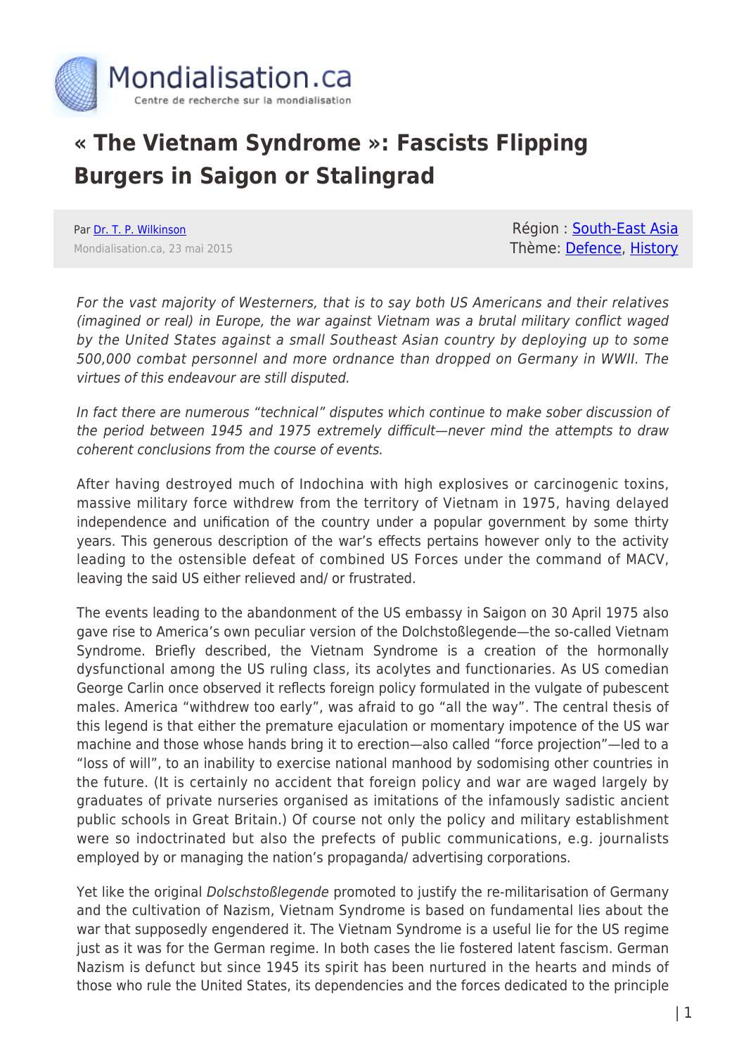# « The Vietnam Syndrome »: Fascists Flipping Burgers in Saigon or Stalingrad

Par Dr. T. P. Wilkinson
Mondialisation.ca, 23 mai 2015

Région : South-East Asia
Thème: Defence, History

*For the vast majority of Westerners, that is to say both US Americans and their relatives (imagined or real) in Europe, the war against Vietnam was a brutal military conflict waged by the United States against a small Southeast Asian country by deploying up to some 500,000 combat personnel and more ordnance than dropped on Germany in WWII. The virtues of this endeavour are still disputed.*

*In fact there are numerous "technical" disputes which continue to make sober discussion of the period between 1945 and 1975 extremely difficult—never mind the attempts to draw coherent conclusions from the course of events.*

After having destroyed much of Indochina with high explosives or carcinogenic toxins, massive military force withdrew from the territory of Vietnam in 1975, having delayed independence and unification of the country under a popular government by some thirty years. This generous description of the war's effects pertains however only to the activity leading to the ostensible defeat of combined US Forces under the command of MACV, leaving the said US either relieved and/ or frustrated.

The events leading to the abandonment of the US embassy in Saigon on 30 April 1975 also gave rise to America's own peculiar version of the Dolchstoßlegende—the so-called Vietnam Syndrome. Briefly described, the Vietnam Syndrome is a creation of the hormonally dysfunctional among the US ruling class, its acolytes and functionaries. As US comedian George Carlin once observed it reflects foreign policy formulated in the vulgate of pubescent males. America "withdrew too early", was afraid to go "all the way". The central thesis of this legend is that either the premature ejaculation or momentary impotence of the US war machine and those whose hands bring it to erection—also called "force projection"—led to a "loss of will", to an inability to exercise national manhood by sodomising other countries in the future. (It is certainly no accident that foreign policy and war are waged largely by graduates of private nurseries organised as imitations of the infamously sadistic ancient public schools in Great Britain.) Of course not only the policy and military establishment were so indoctrinated but also the prefects of public communications, e.g. journalists employed by or managing the nation's propaganda/ advertising corporations.

Yet like the original *Dolschstoßlegende* promoted to justify the re-militarisation of Germany and the cultivation of Nazism, Vietnam Syndrome is based on fundamental lies about the war that supposedly engendered it. The Vietnam Syndrome is a useful lie for the US regime just as it was for the German regime. In both cases the lie fostered latent fascism. German Nazism is defunct but since 1945 its spirit has been nurtured in the hearts and minds of those who rule the United States, its dependencies and the forces dedicated to the principle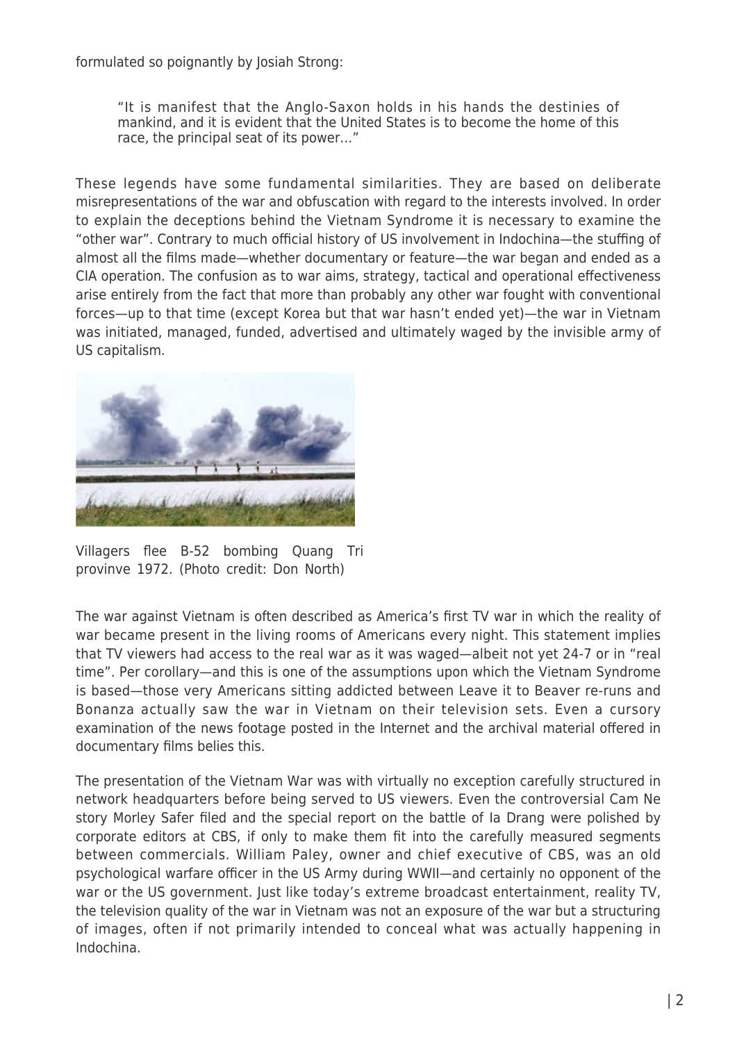formulated so poignantly by Josiah Strong:

> "It is manifest that the Anglo-Saxon holds in his hands the destinies of mankind, and it is evident that the United States is to become the home of this race, the principal seat of its power…"

These legends have some fundamental similarities. They are based on deliberate misrepresentations of the war and obfuscation with regard to the interests involved. In order to explain the deceptions behind the Vietnam Syndrome it is necessary to examine the "other war". Contrary to much official history of US involvement in Indochina—the stuffing of almost all the films made—whether documentary or feature—the war began and ended as a CIA operation. The confusion as to war aims, strategy, tactical and operational effectiveness arise entirely from the fact that more than probably any other war fought with conventional forces—up to that time (except Korea but that war hasn't ended yet)—the war in Vietnam was initiated, managed, funded, advertised and ultimately waged by the invisible army of US capitalism.

Villagers flee B-52 bombing Quang Tri provinve 1972. (Photo credit: Don North)

The war against Vietnam is often described as America's first TV war in which the reality of war became present in the living rooms of Americans every night. This statement implies that TV viewers had access to the real war as it was waged—albeit not yet 24-7 or in "real time". Per corollary—and this is one of the assumptions upon which the Vietnam Syndrome is based—those very Americans sitting addicted between Leave it to Beaver re-runs and Bonanza actually saw the war in Vietnam on their television sets. Even a cursory examination of the news footage posted in the Internet and the archival material offered in documentary films belies this.

The presentation of the Vietnam War was with virtually no exception carefully structured in network headquarters before being served to US viewers. Even the controversial Cam Ne story Morley Safer filed and the special report on the battle of Ia Drang were polished by corporate editors at CBS, if only to make them fit into the carefully measured segments between commercials. William Paley, owner and chief executive of CBS, was an old psychological warfare officer in the US Army during WWII—and certainly no opponent of the war or the US government. Just like today's extreme broadcast entertainment, reality TV, the television quality of the war in Vietnam was not an exposure of the war but a structuring of images, often if not primarily intended to conceal what was actually happening in Indochina.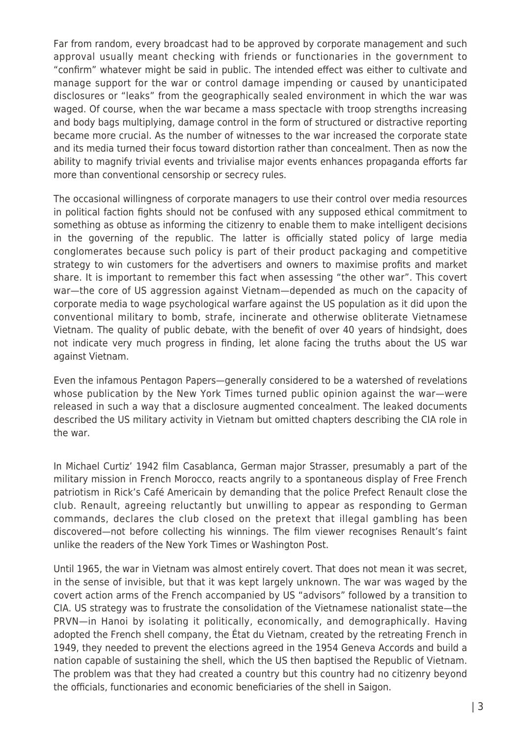Far from random, every broadcast had to be approved by corporate management and such approval usually meant checking with friends or functionaries in the government to "confirm" whatever might be said in public. The intended effect was either to cultivate and manage support for the war or control damage impending or caused by unanticipated disclosures or "leaks" from the geographically sealed environment in which the war was waged. Of course, when the war became a mass spectacle with troop strengths increasing and body bags multiplying, damage control in the form of structured or distractive reporting became more crucial. As the number of witnesses to the war increased the corporate state and its media turned their focus toward distortion rather than concealment. Then as now the ability to magnify trivial events and trivialise major events enhances propaganda efforts far more than conventional censorship or secrecy rules.

The occasional willingness of corporate managers to use their control over media resources in political faction fights should not be confused with any supposed ethical commitment to something as obtuse as informing the citizenry to enable them to make intelligent decisions in the governing of the republic. The latter is officially stated policy of large media conglomerates because such policy is part of their product packaging and competitive strategy to win customers for the advertisers and owners to maximise profits and market share. It is important to remember this fact when assessing "the other war". This covert war—the core of US aggression against Vietnam—depended as much on the capacity of corporate media to wage psychological warfare against the US population as it did upon the conventional military to bomb, strafe, incinerate and otherwise obliterate Vietnamese Vietnam. The quality of public debate, with the benefit of over 40 years of hindsight, does not indicate very much progress in finding, let alone facing the truths about the US war against Vietnam.

Even the infamous Pentagon Papers—generally considered to be a watershed of revelations whose publication by the New York Times turned public opinion against the war—were released in such a way that a disclosure augmented concealment. The leaked documents described the US military activity in Vietnam but omitted chapters describing the CIA role in the war.

In Michael Curtiz' 1942 film Casablanca, German major Strasser, presumably a part of the military mission in French Morocco, reacts angrily to a spontaneous display of Free French patriotism in Rick's Café Americain by demanding that the police Prefect Renault close the club. Renault, agreeing reluctantly but unwilling to appear as responding to German commands, declares the club closed on the pretext that illegal gambling has been discovered—not before collecting his winnings. The film viewer recognises Renault's faint unlike the readers of the New York Times or Washington Post.

Until 1965, the war in Vietnam was almost entirely covert. That does not mean it was secret, in the sense of invisible, but that it was kept largely unknown. The war was waged by the covert action arms of the French accompanied by US "advisors" followed by a transition to CIA. US strategy was to frustrate the consolidation of the Vietnamese nationalist state—the PRVN—in Hanoi by isolating it politically, economically, and demographically. Having adopted the French shell company, the État du Vietnam, created by the retreating French in 1949, they needed to prevent the elections agreed in the 1954 Geneva Accords and build a nation capable of sustaining the shell, which the US then baptised the Republic of Vietnam. The problem was that they had created a country but this country had no citizenry beyond the officials, functionaries and economic beneficiaries of the shell in Saigon.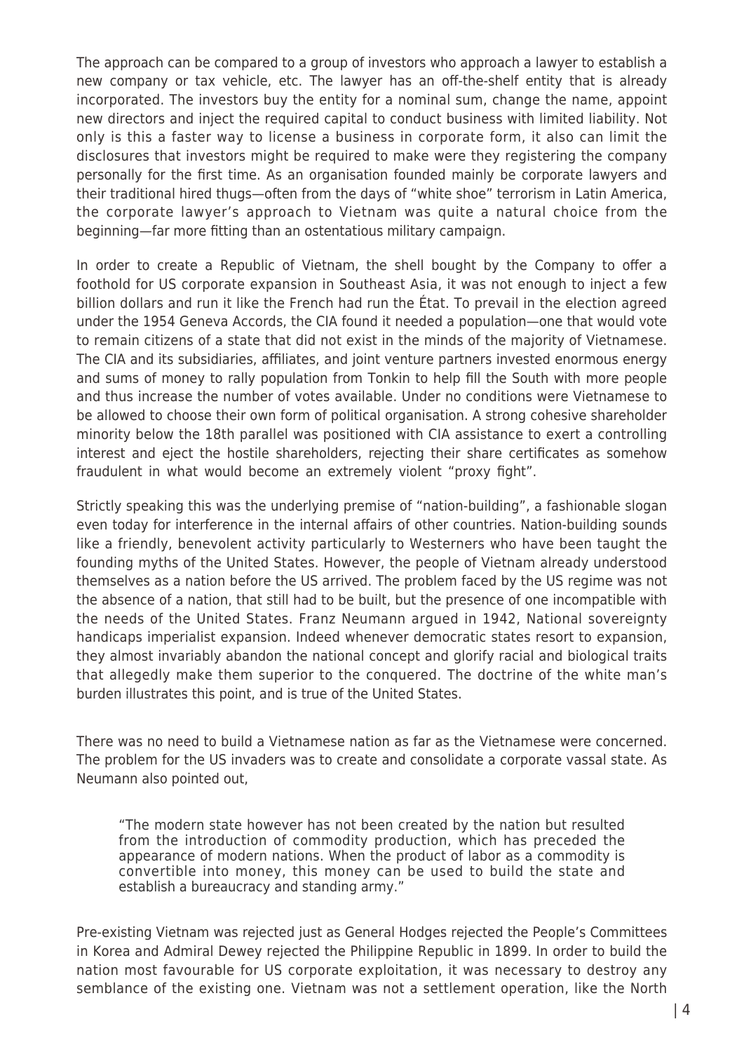The approach can be compared to a group of investors who approach a lawyer to establish a new company or tax vehicle, etc. The lawyer has an off-the-shelf entity that is already incorporated. The investors buy the entity for a nominal sum, change the name, appoint new directors and inject the required capital to conduct business with limited liability. Not only is this a faster way to license a business in corporate form, it also can limit the disclosures that investors might be required to make were they registering the company personally for the first time. As an organisation founded mainly be corporate lawyers and their traditional hired thugs—often from the days of "white shoe" terrorism in Latin America, the corporate lawyer's approach to Vietnam was quite a natural choice from the beginning—far more fitting than an ostentatious military campaign.

In order to create a Republic of Vietnam, the shell bought by the Company to offer a foothold for US corporate expansion in Southeast Asia, it was not enough to inject a few billion dollars and run it like the French had run the État. To prevail in the election agreed under the 1954 Geneva Accords, the CIA found it needed a population—one that would vote to remain citizens of a state that did not exist in the minds of the majority of Vietnamese. The CIA and its subsidiaries, affiliates, and joint venture partners invested enormous energy and sums of money to rally population from Tonkin to help fill the South with more people and thus increase the number of votes available. Under no conditions were Vietnamese to be allowed to choose their own form of political organisation. A strong cohesive shareholder minority below the 18th parallel was positioned with CIA assistance to exert a controlling interest and eject the hostile shareholders, rejecting their share certificates as somehow fraudulent in what would become an extremely violent "proxy fight".

Strictly speaking this was the underlying premise of "nation-building", a fashionable slogan even today for interference in the internal affairs of other countries. Nation-building sounds like a friendly, benevolent activity particularly to Westerners who have been taught the founding myths of the United States. However, the people of Vietnam already understood themselves as a nation before the US arrived. The problem faced by the US regime was not the absence of a nation, that still had to be built, but the presence of one incompatible with the needs of the United States. Franz Neumann argued in 1942, National sovereignty handicaps imperialist expansion. Indeed whenever democratic states resort to expansion, they almost invariably abandon the national concept and glorify racial and biological traits that allegedly make them superior to the conquered. The doctrine of the white man's burden illustrates this point, and is true of the United States.

There was no need to build a Vietnamese nation as far as the Vietnamese were concerned. The problem for the US invaders was to create and consolidate a corporate vassal state. As Neumann also pointed out,

> "The modern state however has not been created by the nation but resulted from the introduction of commodity production, which has preceded the appearance of modern nations. When the product of labor as a commodity is convertible into money, this money can be used to build the state and establish a bureaucracy and standing army."

Pre-existing Vietnam was rejected just as General Hodges rejected the People's Committees in Korea and Admiral Dewey rejected the Philippine Republic in 1899. In order to build the nation most favourable for US corporate exploitation, it was necessary to destroy any semblance of the existing one. Vietnam was not a settlement operation, like the North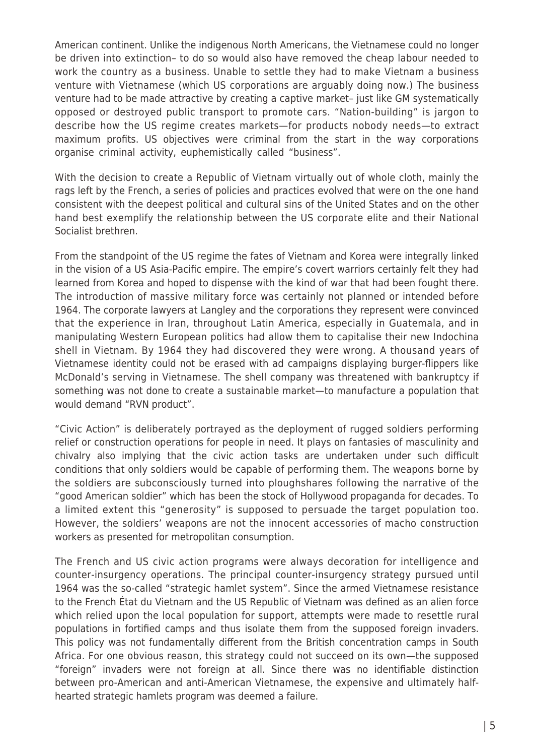American continent. Unlike the indigenous North Americans, the Vietnamese could no longer be driven into extinction– to do so would also have removed the cheap labour needed to work the country as a business. Unable to settle they had to make Vietnam a business venture with Vietnamese (which US corporations are arguably doing now.) The business venture had to be made attractive by creating a captive market– just like GM systematically opposed or destroyed public transport to promote cars. "Nation-building" is jargon to describe how the US regime creates markets—for products nobody needs—to extract maximum profits. US objectives were criminal from the start in the way corporations organise criminal activity, euphemistically called "business".

With the decision to create a Republic of Vietnam virtually out of whole cloth, mainly the rags left by the French, a series of policies and practices evolved that were on the one hand consistent with the deepest political and cultural sins of the United States and on the other hand best exemplify the relationship between the US corporate elite and their National Socialist brethren.

From the standpoint of the US regime the fates of Vietnam and Korea were integrally linked in the vision of a US Asia-Pacific empire. The empire's covert warriors certainly felt they had learned from Korea and hoped to dispense with the kind of war that had been fought there. The introduction of massive military force was certainly not planned or intended before 1964. The corporate lawyers at Langley and the corporations they represent were convinced that the experience in Iran, throughout Latin America, especially in Guatemala, and in manipulating Western European politics had allow them to capitalise their new Indochina shell in Vietnam. By 1964 they had discovered they were wrong. A thousand years of Vietnamese identity could not be erased with ad campaigns displaying burger-flippers like McDonald's serving in Vietnamese. The shell company was threatened with bankruptcy if something was not done to create a sustainable market—to manufacture a population that would demand "RVN product".

"Civic Action" is deliberately portrayed as the deployment of rugged soldiers performing relief or construction operations for people in need. It plays on fantasies of masculinity and chivalry also implying that the civic action tasks are undertaken under such difficult conditions that only soldiers would be capable of performing them. The weapons borne by the soldiers are subconsciously turned into ploughshares following the narrative of the "good American soldier" which has been the stock of Hollywood propaganda for decades. To a limited extent this "generosity" is supposed to persuade the target population too. However, the soldiers' weapons are not the innocent accessories of macho construction workers as presented for metropolitan consumption.

The French and US civic action programs were always decoration for intelligence and counter-insurgency operations. The principal counter-insurgency strategy pursued until 1964 was the so-called "strategic hamlet system". Since the armed Vietnamese resistance to the French État du Vietnam and the US Republic of Vietnam was defined as an alien force which relied upon the local population for support, attempts were made to resettle rural populations in fortified camps and thus isolate them from the supposed foreign invaders. This policy was not fundamentally different from the British concentration camps in South Africa. For one obvious reason, this strategy could not succeed on its own—the supposed "foreign" invaders were not foreign at all. Since there was no identifiable distinction between pro-American and anti-American Vietnamese, the expensive and ultimately half-hearted strategic hamlets program was deemed a failure.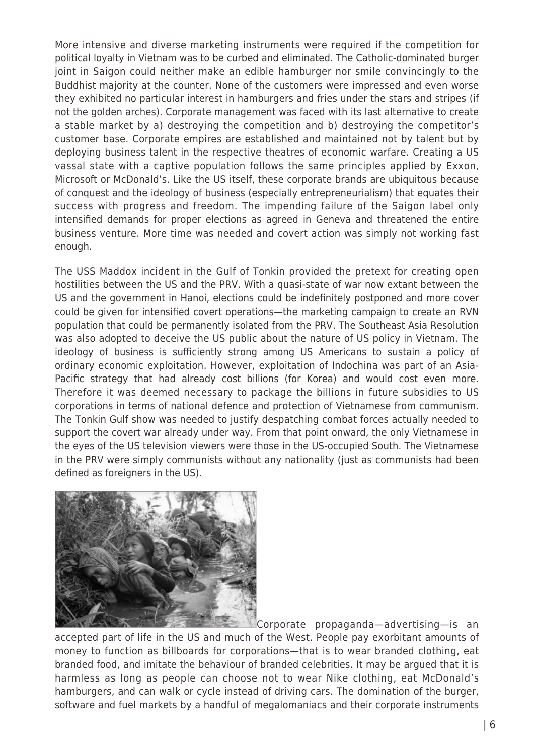More intensive and diverse marketing instruments were required if the competition for political loyalty in Vietnam was to be curbed and eliminated. The Catholic-dominated burger joint in Saigon could neither make an edible hamburger nor smile convincingly to the Buddhist majority at the counter. None of the customers were impressed and even worse they exhibited no particular interest in hamburgers and fries under the stars and stripes (if not the golden arches). Corporate management was faced with its last alternative to create a stable market by a) destroying the competition and b) destroying the competitor's customer base. Corporate empires are established and maintained not by talent but by deploying business talent in the respective theatres of economic warfare. Creating a US vassal state with a captive population follows the same principles applied by Exxon, Microsoft or McDonald's. Like the US itself, these corporate brands are ubiquitous because of conquest and the ideology of business (especially entrepreneurialism) that equates their success with progress and freedom. The impending failure of the Saigon label only intensified demands for proper elections as agreed in Geneva and threatened the entire business venture. More time was needed and covert action was simply not working fast enough.

The USS Maddox incident in the Gulf of Tonkin provided the pretext for creating open hostilities between the US and the PRV. With a quasi-state of war now extant between the US and the government in Hanoi, elections could be indefinitely postponed and more cover could be given for intensified covert operations—the marketing campaign to create an RVN population that could be permanently isolated from the PRV. The Southeast Asia Resolution was also adopted to deceive the US public about the nature of US policy in Vietnam. The ideology of business is sufficiently strong among US Americans to sustain a policy of ordinary economic exploitation. However, exploitation of Indochina was part of an Asia-Pacific strategy that had already cost billions (for Korea) and would cost even more. Therefore it was deemed necessary to package the billions in future subsidies to US corporations in terms of national defence and protection of Vietnamese from communism. The Tonkin Gulf show was needed to justify despatching combat forces actually needed to support the covert war already under way. From that point onward, the only Vietnamese in the eyes of the US television viewers were those in the US-occupied South. The Vietnamese in the PRV were simply communists without any nationality (just as communists had been defined as foreigners in the US).

Corporate propaganda—advertising—is an accepted part of life in the US and much of the West. People pay exorbitant amounts of money to function as billboards for corporations—that is to wear branded clothing, eat branded food, and imitate the behaviour of branded celebrities. It may be argued that it is harmless as long as people can choose not to wear Nike clothing, eat McDonald's hamburgers, and can walk or cycle instead of driving cars. The domination of the burger, software and fuel markets by a handful of megalomaniacs and their corporate instruments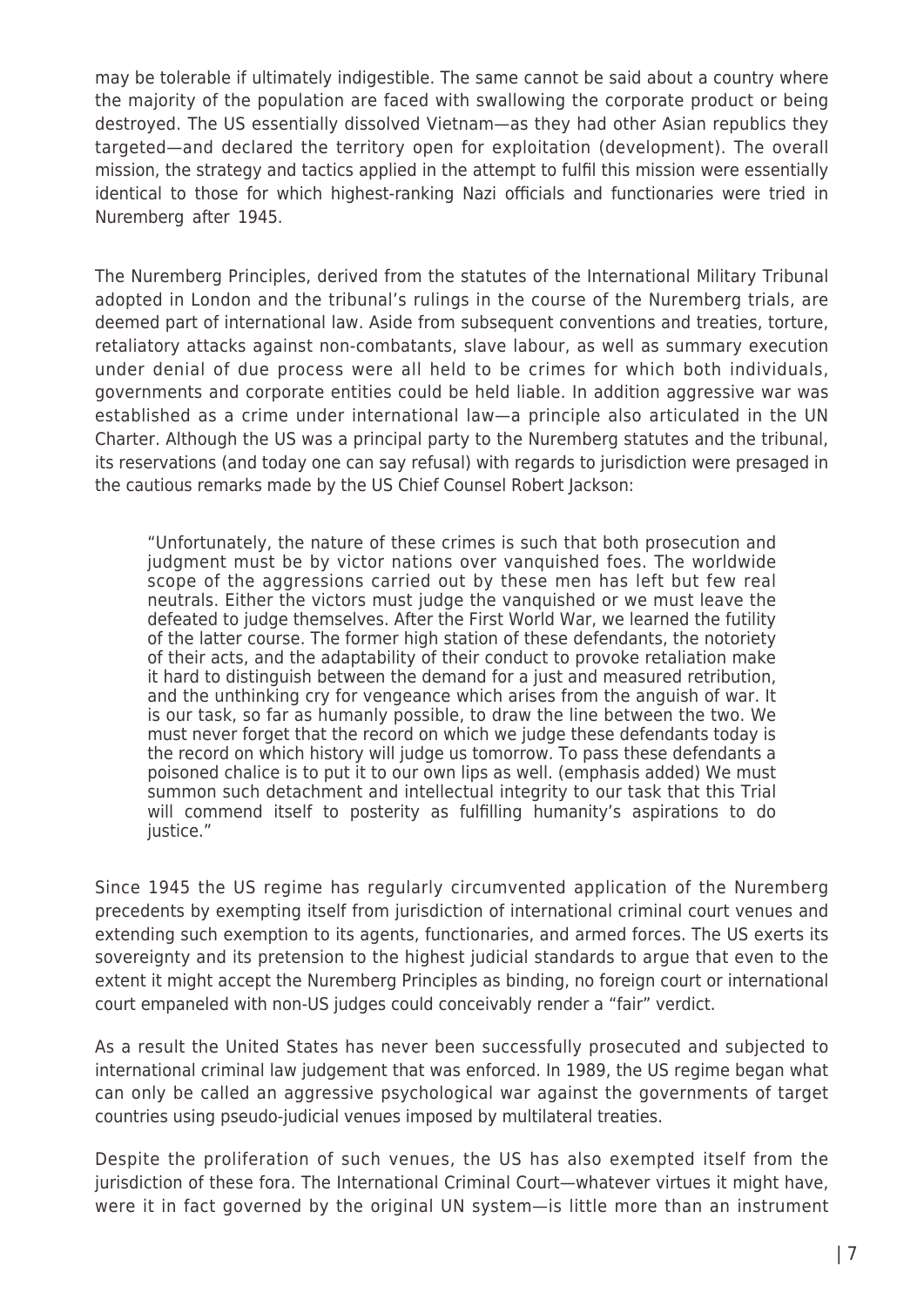may be tolerable if ultimately indigestible. The same cannot be said about a country where the majority of the population are faced with swallowing the corporate product or being destroyed. The US essentially dissolved Vietnam—as they had other Asian republics they targeted—and declared the territory open for exploitation (development). The overall mission, the strategy and tactics applied in the attempt to fulfil this mission were essentially identical to those for which highest-ranking Nazi officials and functionaries were tried in Nuremberg after 1945.

The Nuremberg Principles, derived from the statutes of the International Military Tribunal adopted in London and the tribunal's rulings in the course of the Nuremberg trials, are deemed part of international law. Aside from subsequent conventions and treaties, torture, retaliatory attacks against non-combatants, slave labour, as well as summary execution under denial of due process were all held to be crimes for which both individuals, governments and corporate entities could be held liable. In addition aggressive war was established as a crime under international law—a principle also articulated in the UN Charter. Although the US was a principal party to the Nuremberg statutes and the tribunal, its reservations (and today one can say refusal) with regards to jurisdiction were presaged in the cautious remarks made by the US Chief Counsel Robert Jackson:

> "Unfortunately, the nature of these crimes is such that both prosecution and judgment must be by victor nations over vanquished foes. The worldwide scope of the aggressions carried out by these men has left but few real neutrals. Either the victors must judge the vanquished or we must leave the defeated to judge themselves. After the First World War, we learned the futility of the latter course. The former high station of these defendants, the notoriety of their acts, and the adaptability of their conduct to provoke retaliation make it hard to distinguish between the demand for a just and measured retribution, and the unthinking cry for vengeance which arises from the anguish of war. It is our task, so far as humanly possible, to draw the line between the two. We must never forget that the record on which we judge these defendants today is the record on which history will judge us tomorrow. To pass these defendants a poisoned chalice is to put it to our own lips as well. (emphasis added) We must summon such detachment and intellectual integrity to our task that this Trial will commend itself to posterity as fulfilling humanity's aspirations to do justice."

Since 1945 the US regime has regularly circumvented application of the Nuremberg precedents by exempting itself from jurisdiction of international criminal court venues and extending such exemption to its agents, functionaries, and armed forces. The US exerts its sovereignty and its pretension to the highest judicial standards to argue that even to the extent it might accept the Nuremberg Principles as binding, no foreign court or international court empaneled with non-US judges could conceivably render a "fair" verdict.

As a result the United States has never been successfully prosecuted and subjected to international criminal law judgement that was enforced. In 1989, the US regime began what can only be called an aggressive psychological war against the governments of target countries using pseudo-judicial venues imposed by multilateral treaties.

Despite the proliferation of such venues, the US has also exempted itself from the jurisdiction of these fora. The International Criminal Court—whatever virtues it might have, were it in fact governed by the original UN system—is little more than an instrument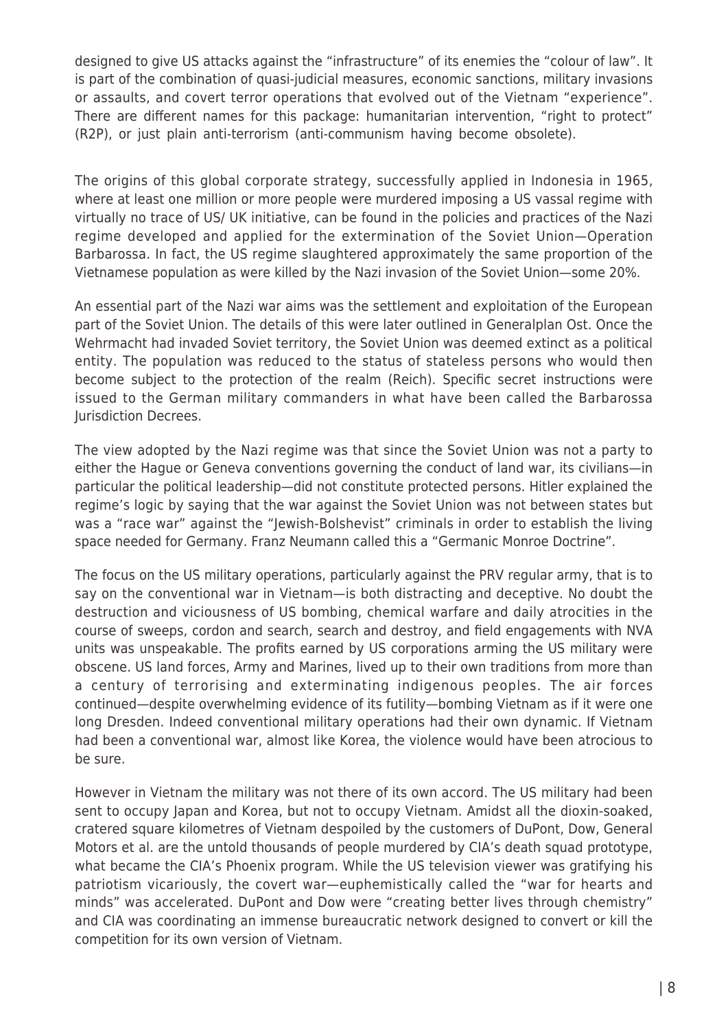designed to give US attacks against the "infrastructure" of its enemies the "colour of law". It is part of the combination of quasi-judicial measures, economic sanctions, military invasions or assaults, and covert terror operations that evolved out of the Vietnam "experience". There are different names for this package: humanitarian intervention, "right to protect" (R2P), or just plain anti-terrorism (anti-communism having become obsolete).

The origins of this global corporate strategy, successfully applied in Indonesia in 1965, where at least one million or more people were murdered imposing a US vassal regime with virtually no trace of US/ UK initiative, can be found in the policies and practices of the Nazi regime developed and applied for the extermination of the Soviet Union—Operation Barbarossa. In fact, the US regime slaughtered approximately the same proportion of the Vietnamese population as were killed by the Nazi invasion of the Soviet Union—some 20%.

An essential part of the Nazi war aims was the settlement and exploitation of the European part of the Soviet Union. The details of this were later outlined in Generalplan Ost. Once the Wehrmacht had invaded Soviet territory, the Soviet Union was deemed extinct as a political entity. The population was reduced to the status of stateless persons who would then become subject to the protection of the realm (Reich). Specific secret instructions were issued to the German military commanders in what have been called the Barbarossa Jurisdiction Decrees.

The view adopted by the Nazi regime was that since the Soviet Union was not a party to either the Hague or Geneva conventions governing the conduct of land war, its civilians—in particular the political leadership—did not constitute protected persons. Hitler explained the regime's logic by saying that the war against the Soviet Union was not between states but was a "race war" against the "Jewish-Bolshevist" criminals in order to establish the living space needed for Germany. Franz Neumann called this a "Germanic Monroe Doctrine".

The focus on the US military operations, particularly against the PRV regular army, that is to say on the conventional war in Vietnam—is both distracting and deceptive. No doubt the destruction and viciousness of US bombing, chemical warfare and daily atrocities in the course of sweeps, cordon and search, search and destroy, and field engagements with NVA units was unspeakable. The profits earned by US corporations arming the US military were obscene. US land forces, Army and Marines, lived up to their own traditions from more than a century of terrorising and exterminating indigenous peoples. The air forces continued—despite overwhelming evidence of its futility—bombing Vietnam as if it were one long Dresden. Indeed conventional military operations had their own dynamic. If Vietnam had been a conventional war, almost like Korea, the violence would have been atrocious to be sure.

However in Vietnam the military was not there of its own accord. The US military had been sent to occupy Japan and Korea, but not to occupy Vietnam. Amidst all the dioxin-soaked, cratered square kilometres of Vietnam despoiled by the customers of DuPont, Dow, General Motors et al. are the untold thousands of people murdered by CIA's death squad prototype, what became the CIA's Phoenix program. While the US television viewer was gratifying his patriotism vicariously, the covert war—euphemistically called the "war for hearts and minds" was accelerated. DuPont and Dow were "creating better lives through chemistry" and CIA was coordinating an immense bureaucratic network designed to convert or kill the competition for its own version of Vietnam.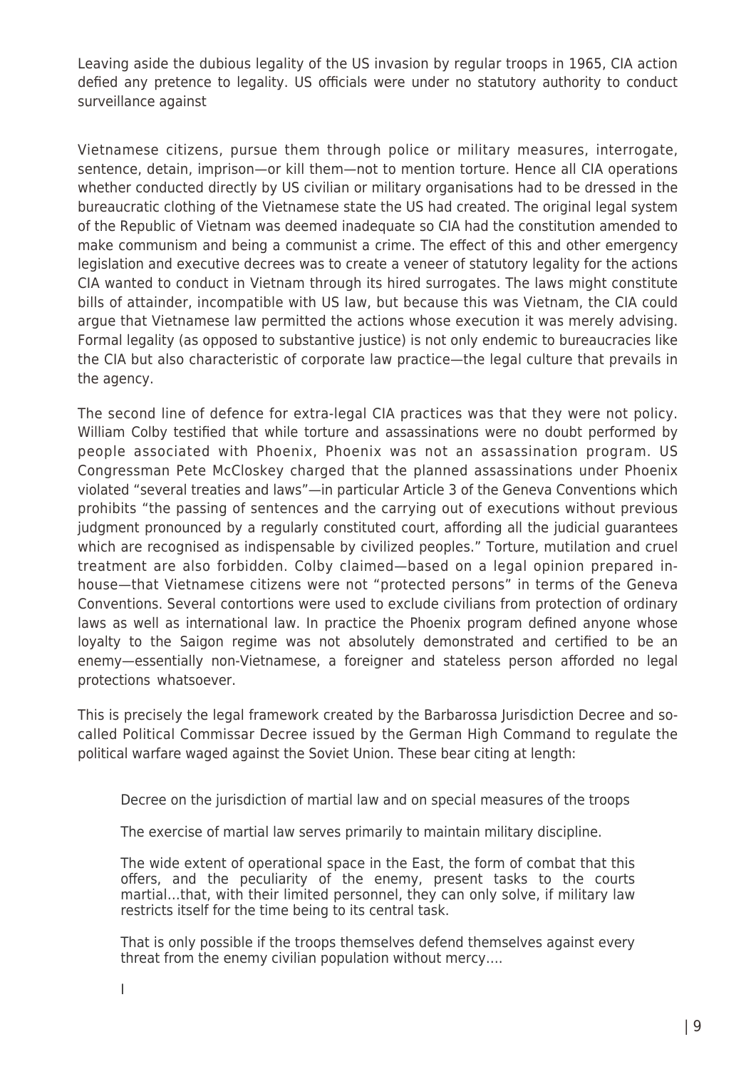Leaving aside the dubious legality of the US invasion by regular troops in 1965, CIA action defied any pretence to legality. US officials were under no statutory authority to conduct surveillance against

Vietnamese citizens, pursue them through police or military measures, interrogate, sentence, detain, imprison—or kill them—not to mention torture. Hence all CIA operations whether conducted directly by US civilian or military organisations had to be dressed in the bureaucratic clothing of the Vietnamese state the US had created. The original legal system of the Republic of Vietnam was deemed inadequate so CIA had the constitution amended to make communism and being a communist a crime. The effect of this and other emergency legislation and executive decrees was to create a veneer of statutory legality for the actions CIA wanted to conduct in Vietnam through its hired surrogates. The laws might constitute bills of attainder, incompatible with US law, but because this was Vietnam, the CIA could argue that Vietnamese law permitted the actions whose execution it was merely advising. Formal legality (as opposed to substantive justice) is not only endemic to bureaucracies like the CIA but also characteristic of corporate law practice—the legal culture that prevails in the agency.

The second line of defence for extra-legal CIA practices was that they were not policy. William Colby testified that while torture and assassinations were no doubt performed by people associated with Phoenix, Phoenix was not an assassination program. US Congressman Pete McCloskey charged that the planned assassinations under Phoenix violated "several treaties and laws"—in particular Article 3 of the Geneva Conventions which prohibits "the passing of sentences and the carrying out of executions without previous judgment pronounced by a regularly constituted court, affording all the judicial guarantees which are recognised as indispensable by civilized peoples." Torture, mutilation and cruel treatment are also forbidden. Colby claimed—based on a legal opinion prepared in-house—that Vietnamese citizens were not "protected persons" in terms of the Geneva Conventions. Several contortions were used to exclude civilians from protection of ordinary laws as well as international law. In practice the Phoenix program defined anyone whose loyalty to the Saigon regime was not absolutely demonstrated and certified to be an enemy—essentially non-Vietnamese, a foreigner and stateless person afforded no legal protections whatsoever.

This is precisely the legal framework created by the Barbarossa Jurisdiction Decree and so-called Political Commissar Decree issued by the German High Command to regulate the political warfare waged against the Soviet Union. These bear citing at length:

> Decree on the jurisdiction of martial law and on special measures of the troops
>
> The exercise of martial law serves primarily to maintain military discipline.
>
> The wide extent of operational space in the East, the form of combat that this offers, and the peculiarity of the enemy, present tasks to the courts martial…that, with their limited personnel, they can only solve, if military law restricts itself for the time being to its central task.
>
> That is only possible if the troops themselves defend themselves against every threat from the enemy civilian population without mercy….
>
> I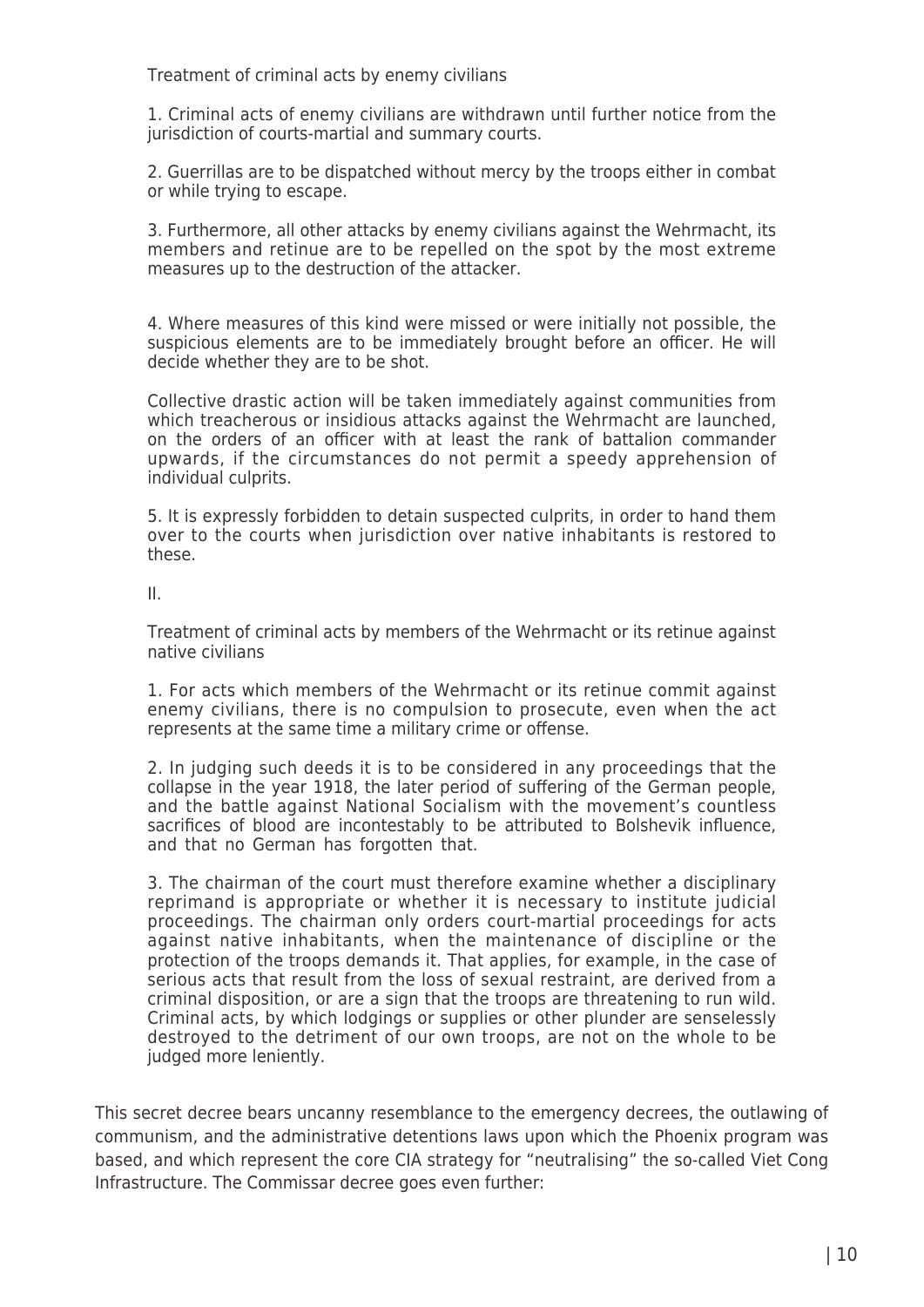> Treatment of criminal acts by enemy civilians
>
> 1. Criminal acts of enemy civilians are withdrawn until further notice from the jurisdiction of courts-martial and summary courts.
>
> 2. Guerrillas are to be dispatched without mercy by the troops either in combat or while trying to escape.
>
> 3. Furthermore, all other attacks by enemy civilians against the Wehrmacht, its members and retinue are to be repelled on the spot by the most extreme measures up to the destruction of the attacker.
>
> 4. Where measures of this kind were missed or were initially not possible, the suspicious elements are to be immediately brought before an officer. He will decide whether they are to be shot.
>
> Collective drastic action will be taken immediately against communities from which treacherous or insidious attacks against the Wehrmacht are launched, on the orders of an officer with at least the rank of battalion commander upwards, if the circumstances do not permit a speedy apprehension of individual culprits.
>
> 5. It is expressly forbidden to detain suspected culprits, in order to hand them over to the courts when jurisdiction over native inhabitants is restored to these.
>
> II.
>
> Treatment of criminal acts by members of the Wehrmacht or its retinue against native civilians
>
> 1. For acts which members of the Wehrmacht or its retinue commit against enemy civilians, there is no compulsion to prosecute, even when the act represents at the same time a military crime or offense.
>
> 2. In judging such deeds it is to be considered in any proceedings that the collapse in the year 1918, the later period of suffering of the German people, and the battle against National Socialism with the movement's countless sacrifices of blood are incontestably to be attributed to Bolshevik influence, and that no German has forgotten that.
>
> 3. The chairman of the court must therefore examine whether a disciplinary reprimand is appropriate or whether it is necessary to institute judicial proceedings. The chairman only orders court-martial proceedings for acts against native inhabitants, when the maintenance of discipline or the protection of the troops demands it. That applies, for example, in the case of serious acts that result from the loss of sexual restraint, are derived from a criminal disposition, or are a sign that the troops are threatening to run wild. Criminal acts, by which lodgings or supplies or other plunder are senselessly destroyed to the detriment of our own troops, are not on the whole to be judged more leniently.

This secret decree bears uncanny resemblance to the emergency decrees, the outlawing of communism, and the administrative detentions laws upon which the Phoenix program was based, and which represent the core CIA strategy for "neutralising" the so-called Viet Cong Infrastructure. The Commissar decree goes even further: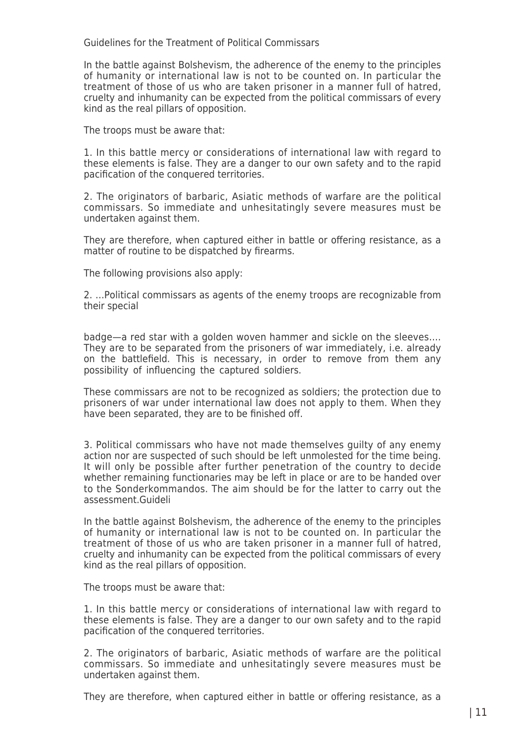Guidelines for the Treatment of Political Commissars

In the battle against Bolshevism, the adherence of the enemy to the principles of humanity or international law is not to be counted on. In particular the treatment of those of us who are taken prisoner in a manner full of hatred, cruelty and inhumanity can be expected from the political commissars of every kind as the real pillars of opposition.

The troops must be aware that:

1. In this battle mercy or considerations of international law with regard to these elements is false. They are a danger to our own safety and to the rapid pacification of the conquered territories.

2. The originators of barbaric, Asiatic methods of warfare are the political commissars. So immediate and unhesitatingly severe measures must be undertaken against them.

They are therefore, when captured either in battle or offering resistance, as a matter of routine to be dispatched by firearms.

The following provisions also apply:

2. …Political commissars as agents of the enemy troops are recognizable from their special

badge—a red star with a golden woven hammer and sickle on the sleeves…. They are to be separated from the prisoners of war immediately, i.e. already on the battlefield. This is necessary, in order to remove from them any possibility of influencing the captured soldiers.

These commissars are not to be recognized as soldiers; the protection due to prisoners of war under international law does not apply to them. When they have been separated, they are to be finished off.

3. Political commissars who have not made themselves guilty of any enemy action nor are suspected of such should be left unmolested for the time being. It will only be possible after further penetration of the country to decide whether remaining functionaries may be left in place or are to be handed over to the Sonderkommandos. The aim should be for the latter to carry out the assessment.Guideli

In the battle against Bolshevism, the adherence of the enemy to the principles of humanity or international law is not to be counted on. In particular the treatment of those of us who are taken prisoner in a manner full of hatred, cruelty and inhumanity can be expected from the political commissars of every kind as the real pillars of opposition.

The troops must be aware that:

1. In this battle mercy or considerations of international law with regard to these elements is false. They are a danger to our own safety and to the rapid pacification of the conquered territories.

2. The originators of barbaric, Asiatic methods of warfare are the political commissars. So immediate and unhesitatingly severe measures must be undertaken against them.

They are therefore, when captured either in battle or offering resistance, as a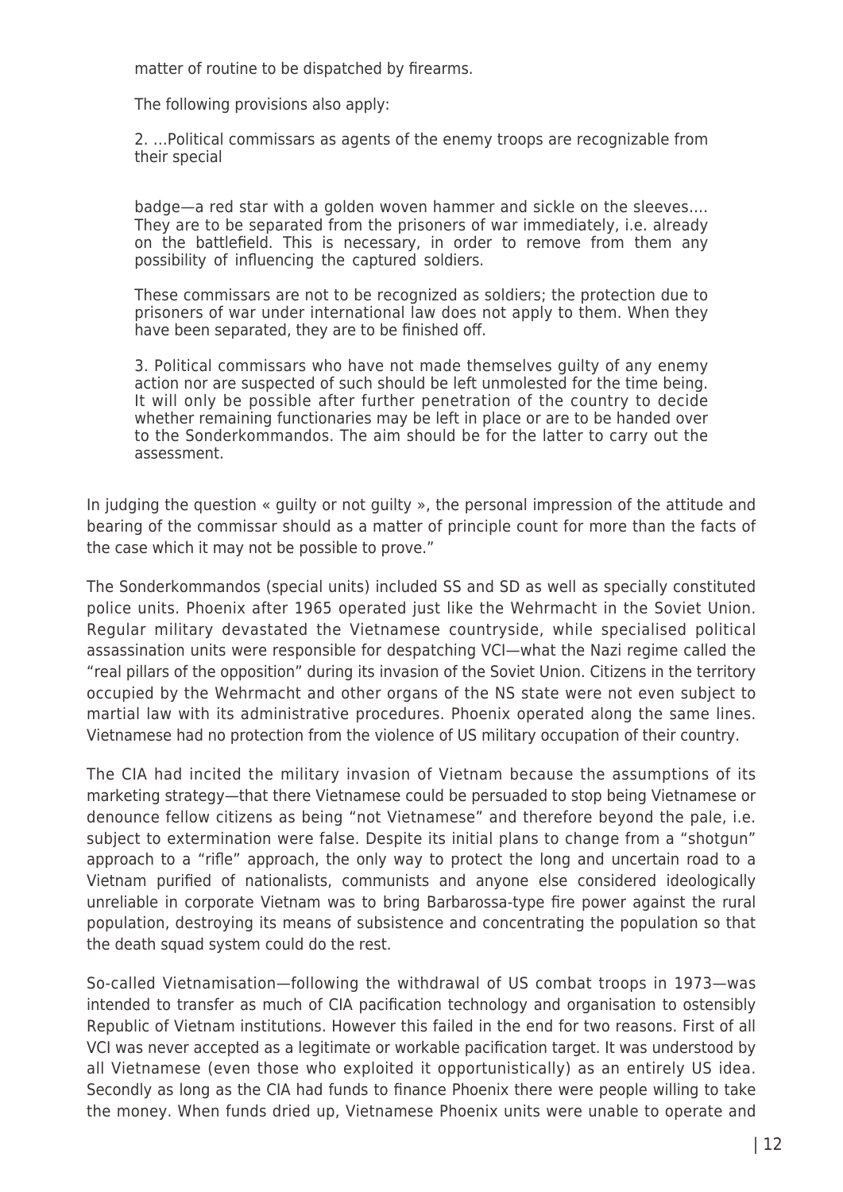> matter of routine to be dispatched by firearms.
>
> The following provisions also apply:
>
> 2. …Political commissars as agents of the enemy troops are recognizable from their special
>
> badge—a red star with a golden woven hammer and sickle on the sleeves…. They are to be separated from the prisoners of war immediately, i.e. already on the battlefield. This is necessary, in order to remove from them any possibility of influencing the captured soldiers.
>
> These commissars are not to be recognized as soldiers; the protection due to prisoners of war under international law does not apply to them. When they have been separated, they are to be finished off.
>
> 3. Political commissars who have not made themselves guilty of any enemy action nor are suspected of such should be left unmolested for the time being. It will only be possible after further penetration of the country to decide whether remaining functionaries may be left in place or are to be handed over to the Sonderkommandos. The aim should be for the latter to carry out the assessment.

In judging the question « guilty or not guilty », the personal impression of the attitude and bearing of the commissar should as a matter of principle count for more than the facts of the case which it may not be possible to prove."

The Sonderkommandos (special units) included SS and SD as well as specially constituted police units. Phoenix after 1965 operated just like the Wehrmacht in the Soviet Union. Regular military devastated the Vietnamese countryside, while specialised political assassination units were responsible for despatching VCI—what the Nazi regime called the "real pillars of the opposition" during its invasion of the Soviet Union. Citizens in the territory occupied by the Wehrmacht and other organs of the NS state were not even subject to martial law with its administrative procedures. Phoenix operated along the same lines. Vietnamese had no protection from the violence of US military occupation of their country.

The CIA had incited the military invasion of Vietnam because the assumptions of its marketing strategy—that there Vietnamese could be persuaded to stop being Vietnamese or denounce fellow citizens as being "not Vietnamese" and therefore beyond the pale, i.e. subject to extermination were false. Despite its initial plans to change from a "shotgun" approach to a "rifle" approach, the only way to protect the long and uncertain road to a Vietnam purified of nationalists, communists and anyone else considered ideologically unreliable in corporate Vietnam was to bring Barbarossa-type fire power against the rural population, destroying its means of subsistence and concentrating the population so that the death squad system could do the rest.

So-called Vietnamisation—following the withdrawal of US combat troops in 1973—was intended to transfer as much of CIA pacification technology and organisation to ostensibly Republic of Vietnam institutions. However this failed in the end for two reasons. First of all VCI was never accepted as a legitimate or workable pacification target. It was understood by all Vietnamese (even those who exploited it opportunistically) as an entirely US idea. Secondly as long as the CIA had funds to finance Phoenix there were people willing to take the money. When funds dried up, Vietnamese Phoenix units were unable to operate and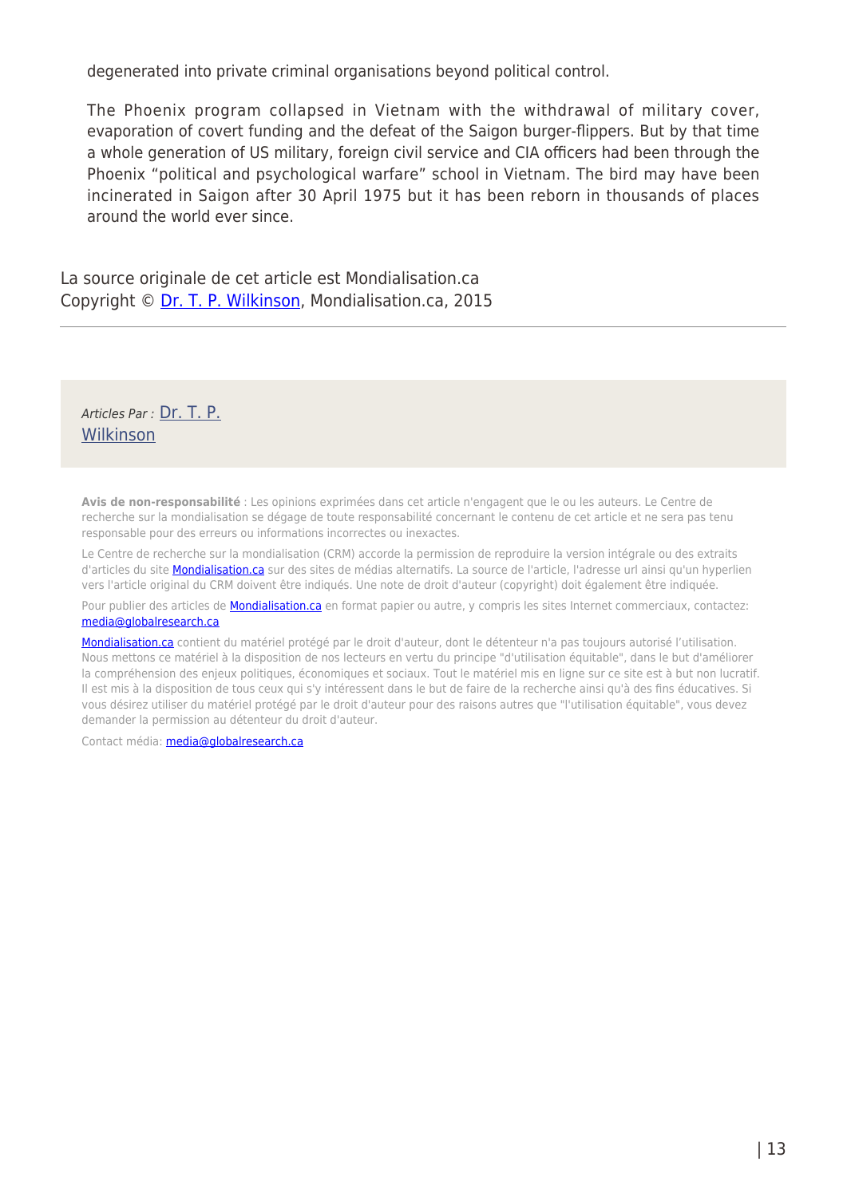degenerated into private criminal organisations beyond political control.

The Phoenix program collapsed in Vietnam with the withdrawal of military cover, evaporation of covert funding and the defeat of the Saigon burger-flippers. But by that time a whole generation of US military, foreign civil service and CIA officers had been through the Phoenix "political and psychological warfare" school in Vietnam. The bird may have been incinerated in Saigon after 30 April 1975 but it has been reborn in thousands of places around the world ever since.

La source originale de cet article est Mondialisation.ca
Copyright © Dr. T. P. Wilkinson, Mondialisation.ca, 2015

---

*Articles Par :* Dr. T. P. Wilkinson

**Avis de non-responsabilité** : Les opinions exprimées dans cet article n'engagent que le ou les auteurs. Le Centre de recherche sur la mondialisation se dégage de toute responsabilité concernant le contenu de cet article et ne sera pas tenu responsable pour des erreurs ou informations incorrectes ou inexactes.

Le Centre de recherche sur la mondialisation (CRM) accorde la permission de reproduire la version intégrale ou des extraits d'articles du site Mondialisation.ca sur des sites de médias alternatifs. La source de l'article, l'adresse url ainsi qu'un hyperlien vers l'article original du CRM doivent être indiqués. Une note de droit d'auteur (copyright) doit également être indiquée.

Pour publier des articles de Mondialisation.ca en format papier ou autre, y compris les sites Internet commerciaux, contactez: media@globalresearch.ca

Mondialisation.ca contient du matériel protégé par le droit d'auteur, dont le détenteur n'a pas toujours autorisé l'utilisation. Nous mettons ce matériel à la disposition de nos lecteurs en vertu du principe "d'utilisation équitable", dans le but d'améliorer la compréhension des enjeux politiques, économiques et sociaux. Tout le matériel mis en ligne sur ce site est à but non lucratif. Il est mis à la disposition de tous ceux qui s'y intéressent dans le but de faire de la recherche ainsi qu'à des fins éducatives. Si vous désirez utiliser du matériel protégé par le droit d'auteur pour des raisons autres que "l'utilisation équitable", vous devez demander la permission au détenteur du droit d'auteur.

Contact média: media@globalresearch.ca